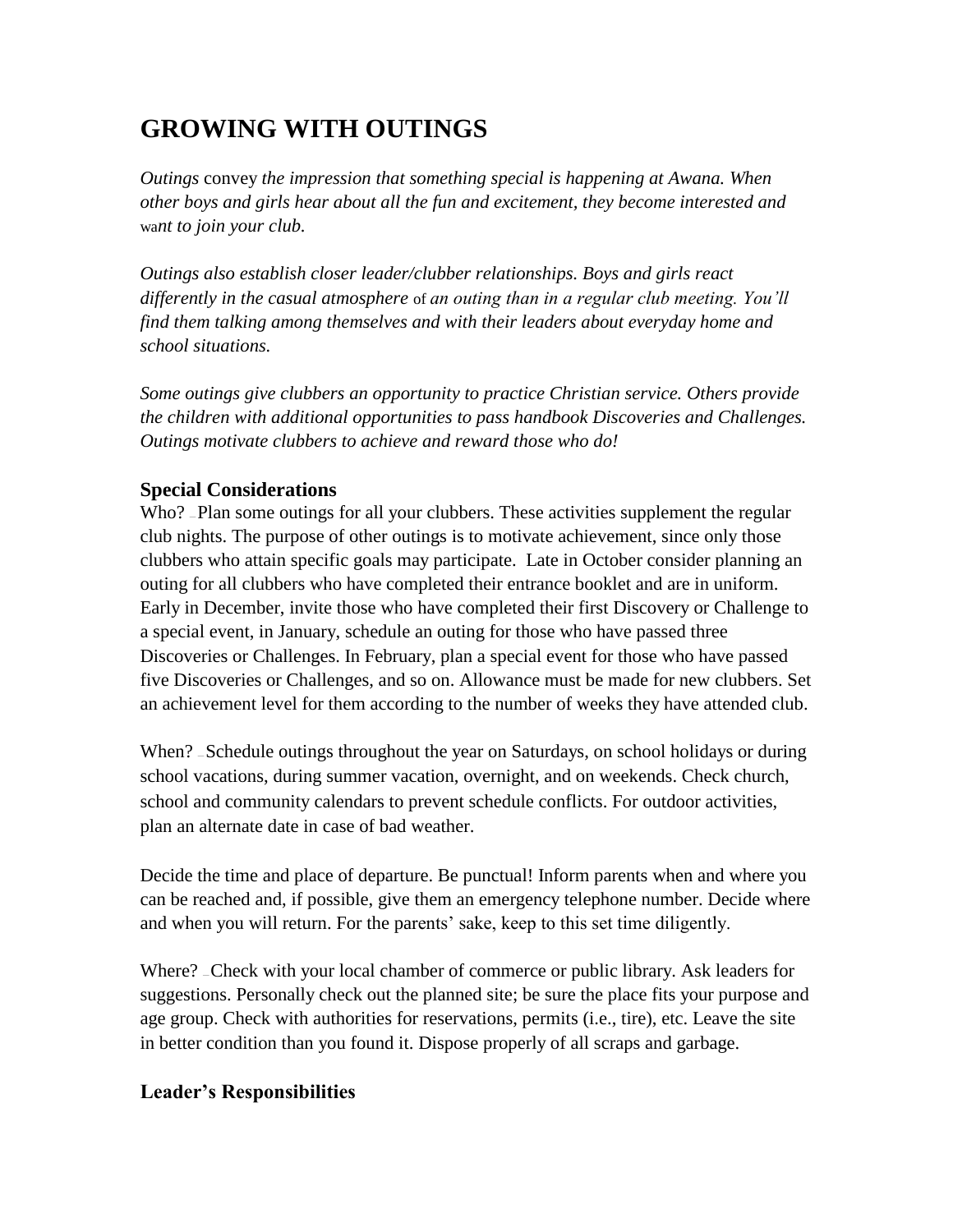# GROWING WITH OUTINGS

*Outings* convey *the impression that something special is happening at Awana. When other boys and girls hear about all the fun and excitement, they become interested and want to join your club.*

*Outings also establish closer leader/clubber relationships. Boys and girls react differently in the casual atmosphere* of *an outing than in a regular club meeting. You'll find them talking among themselves and with their leaders about everyday home and school situations.*

*Some outings give clubbers an opportunity to practice Christian service. Others provide the children with additional opportunities to pass handbook Discoveries and Challenges. Outings motivate clubbers to achieve and reward those who do!*

## Special Considerations

Who? – Plan some outings for all your clubbers. These activities supplement the regular club nights. The purpose of other outings is to motivate achievement, since only those clubbers who attain specific goals may participate. Late in October consider planning an outing for all clubbers who have completed their entrance booklet and are in uniform. Early in December, invite those who have completed their first Discovery or Challenge to a special event, in January, schedule an outing for those who have passed three Discoveries or Challenges. In February, plan a special event for those who have passed five Discoveries or Challenges, and so on. Allowance must be made for new clubbers. Set an achievement level for them according to the number of weeks they have attended club.

When? – Schedule outings throughout the year on Saturdays, on school holidays or during school vacations, during summer vacation, overnight, and on weekends. Check church, school and community calendars to prevent schedule conflicts. For outdoor activities, plan an alternate date in case of bad weather.

Decide the time and place of departure. Be punctual! Inform parents when and where you can be reached and, if possible, give them an emergency telephone number. Decide where and when you will return. For the parents' sake, keep to this set time diligently.

Where? – Check with your local chamber of commerce or public library. Ask leaders for suggestions. Personally check out the planned site; be sure the place fits your purpose and age group. Check with authorities for reservations, permits (i.e., tire), etc. Leave the site in better condition than you found it. Dispose properly of all scraps and garbage.

## Leader's Responsibilities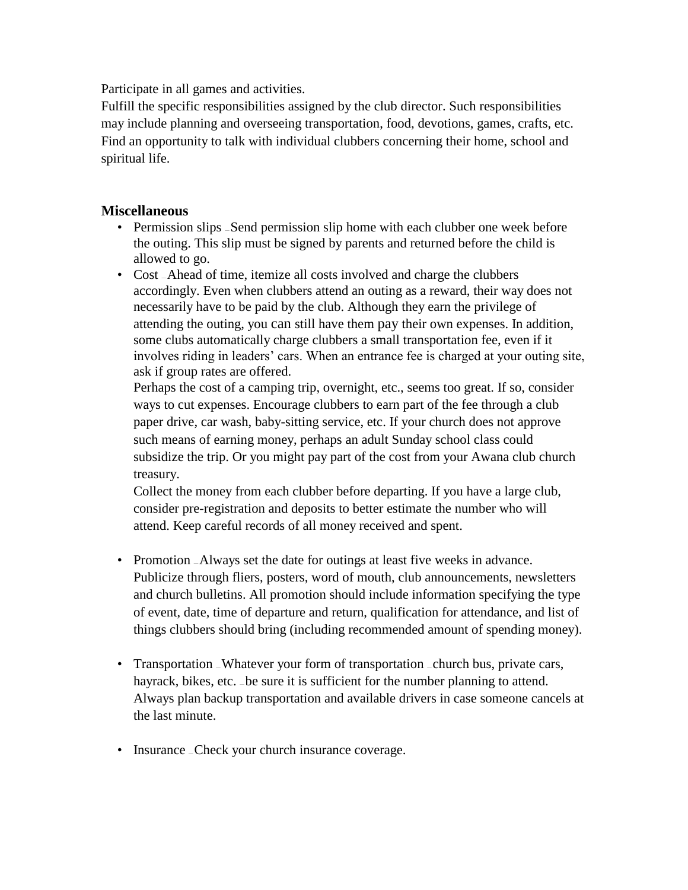Participate in all games and activities.
Fulfill the specific responsibilities assigned by the club director. Such responsibilities may include planning and overseeing transportation, food, devotions, games, crafts, etc.
Find an opportunity to talk with individual clubbers concerning their home, school and spiritual life.

## Miscellaneous

- Permission slips – Send permission slip home with each clubber one week before the outing. This slip must be signed by parents and returned before the child is allowed to go.
- Cost – Ahead of time, itemize all costs involved and charge the clubbers accordingly. Even when clubbers attend an outing as a reward, their way does not necessarily have to be paid by the club. Although they earn the privilege of attending the outing, you can still have them pay their own expenses. In addition, some clubs automatically charge clubbers a small transportation fee, even if it involves riding in leaders' cars. When an entrance fee is charged at your outing site, ask if group rates are offered.
  Perhaps the cost of a camping trip, overnight, etc., seems too great. If so, consider ways to cut expenses. Encourage clubbers to earn part of the fee through a club paper drive, car wash, baby-sitting service, etc. If your church does not approve such means of earning money, perhaps an adult Sunday school class could subsidize the trip. Or you might pay part of the cost from your Awana club church treasury.
  Collect the money from each clubber before departing. If you have a large club, consider pre-registration and deposits to better estimate the number who will attend. Keep careful records of all money received and spent.

- Promotion – Always set the date for outings at least five weeks in advance. Publicize through fliers, posters, word of mouth, club announcements, newsletters and church bulletins. All promotion should include information specifying the type of event, date, time of departure and return, qualification for attendance, and list of things clubbers should bring (including recommended amount of spending money).

- Transportation – Whatever your form of transportation – church bus, private cars, hayrack, bikes, etc. – be sure it is sufficient for the number planning to attend. Always plan backup transportation and available drivers in case someone cancels at the last minute.

- Insurance – Check your church insurance coverage.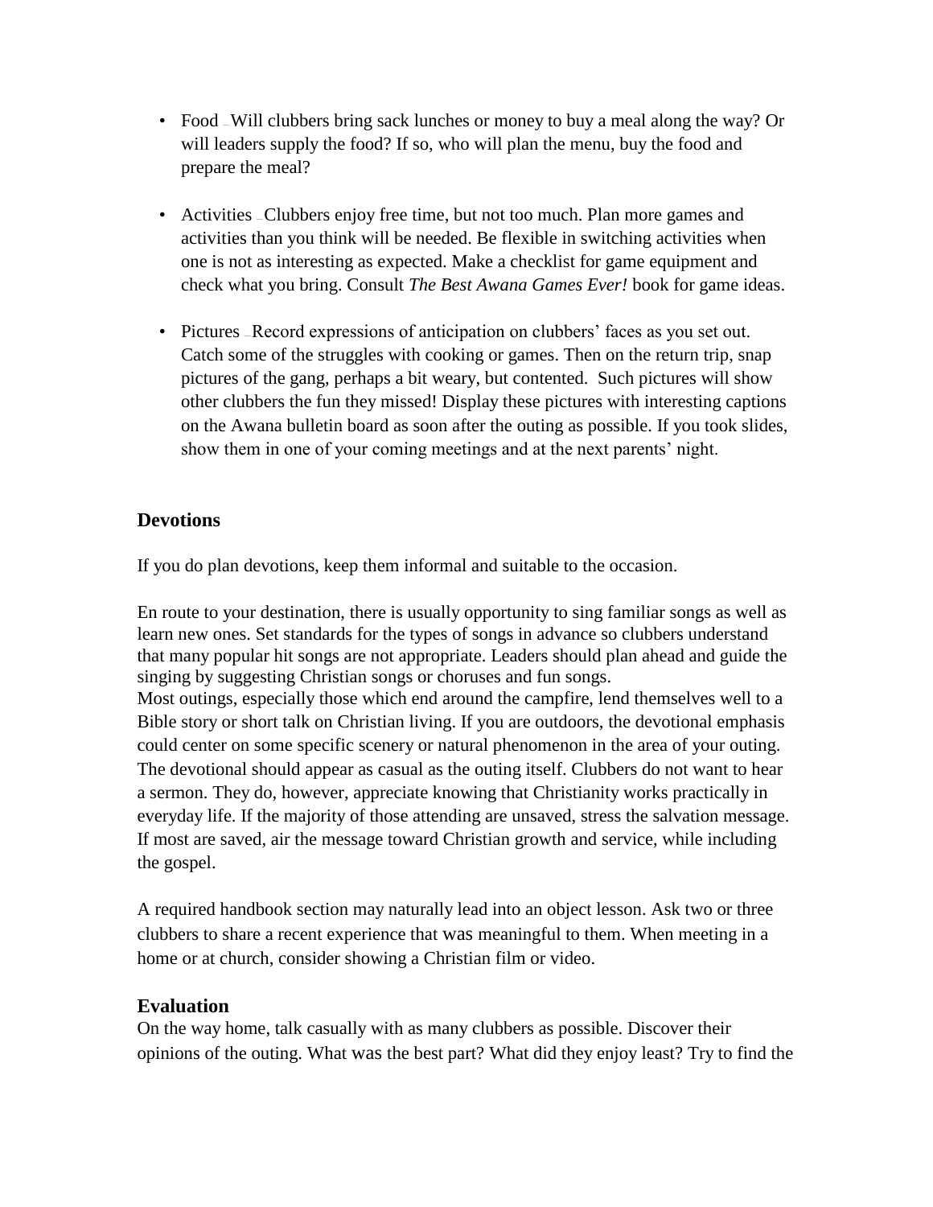- Food – Will clubbers bring sack lunches or money to buy a meal along the way? Or will leaders supply the food? If so, who will plan the menu, buy the food and prepare the meal?

- Activities – Clubbers enjoy free time, but not too much. Plan more games and activities than you think will be needed. Be flexible in switching activities when one is not as interesting as expected. Make a checklist for game equipment and check what you bring. Consult *The Best Awana Games Ever!* book for game ideas.

- Pictures – Record expressions of anticipation on clubbers' faces as you set out. Catch some of the struggles with cooking or games. Then on the return trip, snap pictures of the gang, perhaps a bit weary, but contented. Such pictures will show other clubbers the fun they missed! Display these pictures with interesting captions on the Awana bulletin board as soon after the outing as possible. If you took slides, show them in one of your coming meetings and at the next parents' night.

### Devotions

If you do plan devotions, keep them informal and suitable to the occasion.

En route to your destination, there is usually opportunity to sing familiar songs as well as learn new ones. Set standards for the types of songs in advance so clubbers understand that many popular hit songs are not appropriate. Leaders should plan ahead and guide the singing by suggesting Christian songs or choruses and fun songs.
Most outings, especially those which end around the campfire, lend themselves well to a Bible story or short talk on Christian living. If you are outdoors, the devotional emphasis could center on some specific scenery or natural phenomenon in the area of your outing. The devotional should appear as casual as the outing itself. Clubbers do not want to hear a sermon. They do, however, appreciate knowing that Christianity works practically in everyday life. If the majority of those attending are unsaved, stress the salvation message. If most are saved, air the message toward Christian growth and service, while including the gospel.

A required handbook section may naturally lead into an object lesson. Ask two or three clubbers to share a recent experience that was meaningful to them. When meeting in a home or at church, consider showing a Christian film or video.

### Evaluation

On the way home, talk casually with as many clubbers as possible. Discover their opinions of the outing. What was the best part? What did they enjoy least? Try to find the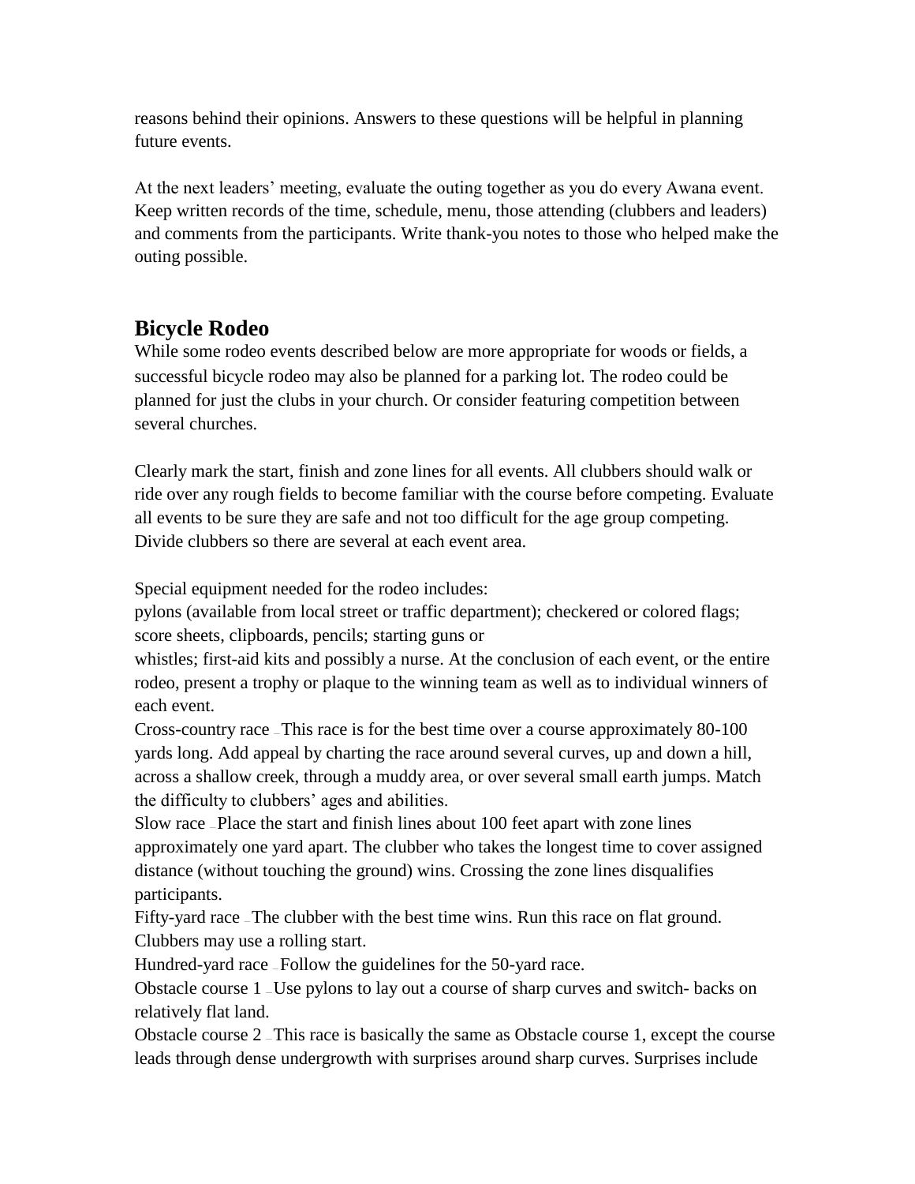reasons behind their opinions. Answers to these questions will be helpful in planning future events.

At the next leaders' meeting, evaluate the outing together as you do every Awana event. Keep written records of the time, schedule, menu, those attending (clubbers and leaders) and comments from the participants. Write thank-you notes to those who helped make the outing possible.

## Bicycle Rodeo

While some rodeo events described below are more appropriate for woods or fields, a successful bicycle rodeo may also be planned for a parking lot. The rodeo could be planned for just the clubs in your church. Or consider featuring competition between several churches.

Clearly mark the start, finish and zone lines for all events. All clubbers should walk or ride over any rough fields to become familiar with the course before competing. Evaluate all events to be sure they are safe and not too difficult for the age group competing. Divide clubbers so there are several at each event area.

Special equipment needed for the rodeo includes:
pylons (available from local street or traffic department); checkered or colored flags; score sheets, clipboards, pencils; starting guns or
whistles; first-aid kits and possibly a nurse. At the conclusion of each event, or the entire rodeo, present a trophy or plaque to the winning team as well as to individual winners of each event.
Cross-country race – This race is for the best time over a course approximately 80-100 yards long. Add appeal by charting the race around several curves, up and down a hill, across a shallow creek, through a muddy area, or over several small earth jumps. Match the difficulty to clubbers' ages and abilities.
Slow race – Place the start and finish lines about 100 feet apart with zone lines approximately one yard apart. The clubber who takes the longest time to cover assigned distance (without touching the ground) wins. Crossing the zone lines disqualifies participants.
Fifty-yard race – The clubber with the best time wins. Run this race on flat ground. Clubbers may use a rolling start.
Hundred-yard race – Follow the guidelines for the 50-yard race.
Obstacle course 1 – Use pylons to lay out a course of sharp curves and switch- backs on relatively flat land.
Obstacle course 2 – This race is basically the same as Obstacle course 1, except the course leads through dense undergrowth with surprises around sharp curves. Surprises include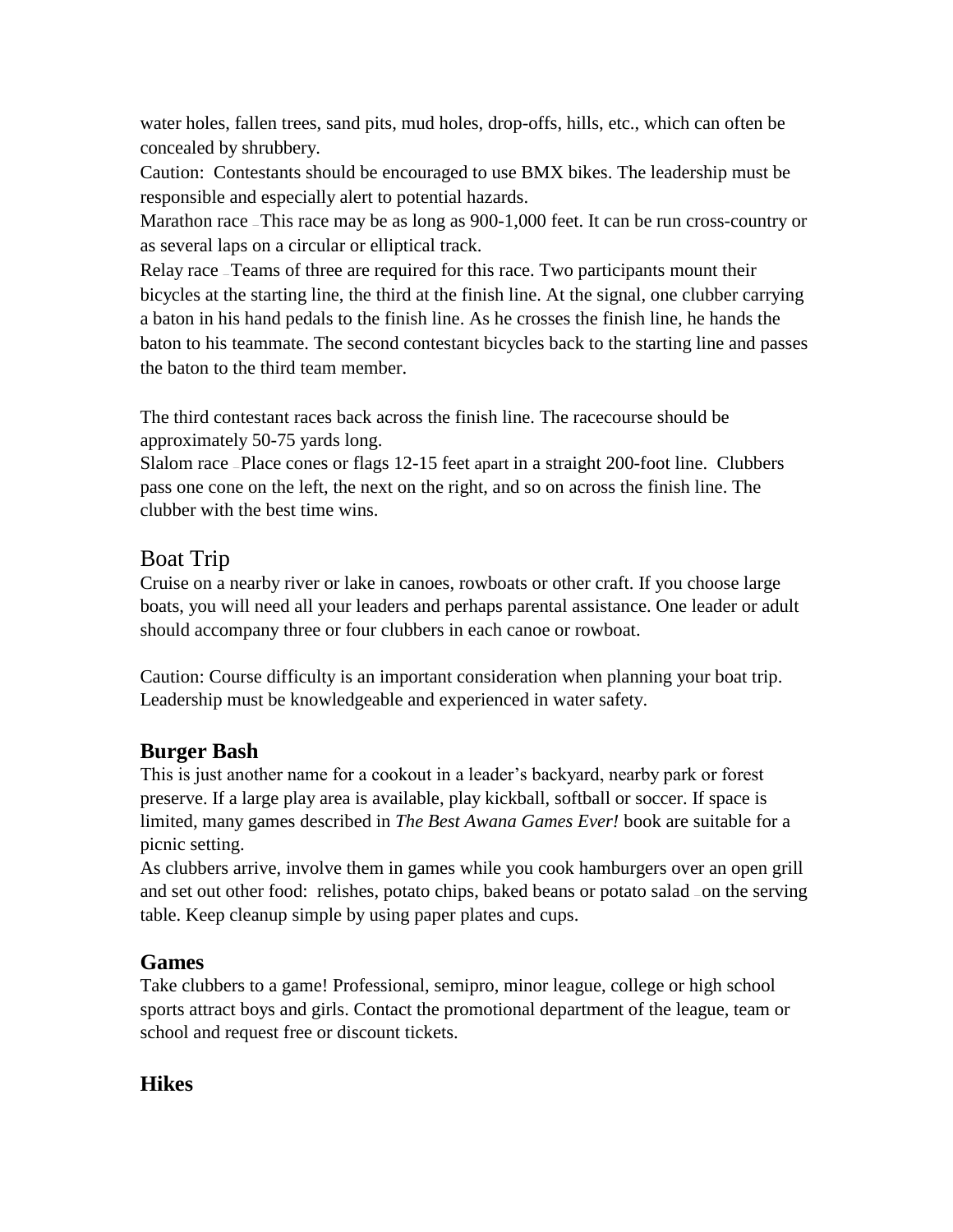water holes, fallen trees, sand pits, mud holes, drop-offs, hills, etc., which can often be concealed by shrubbery.

Caution: Contestants should be encouraged to use BMX bikes. The leadership must be responsible and especially alert to potential hazards.

Marathon race – This race may be as long as 900-1,000 feet. It can be run cross-country or as several laps on a circular or elliptical track.

Relay race – Teams of three are required for this race. Two participants mount their bicycles at the starting line, the third at the finish line. At the signal, one clubber carrying a baton in his hand pedals to the finish line. As he crosses the finish line, he hands the baton to his teammate. The second contestant bicycles back to the starting line and passes the baton to the third team member.

The third contestant races back across the finish line. The racecourse should be approximately 50-75 yards long.

Slalom race – Place cones or flags 12-15 feet apart in a straight 200-foot line. Clubbers pass one cone on the left, the next on the right, and so on across the finish line. The clubber with the best time wins.

## Boat Trip

Cruise on a nearby river or lake in canoes, rowboats or other craft. If you choose large boats, you will need all your leaders and perhaps parental assistance. One leader or adult should accompany three or four clubbers in each canoe or rowboat.

Caution: Course difficulty is an important consideration when planning your boat trip. Leadership must be knowledgeable and experienced in water safety.

### Burger Bash

This is just another name for a cookout in a leader's backyard, nearby park or forest preserve. If a large play area is available, play kickball, softball or soccer. If space is limited, many games described in *The Best Awana Games Ever!* book are suitable for a picnic setting.

As clubbers arrive, involve them in games while you cook hamburgers over an open grill and set out other food: relishes, potato chips, baked beans or potato salad – on the serving table. Keep cleanup simple by using paper plates and cups.

### Games

Take clubbers to a game! Professional, semipro, minor league, college or high school sports attract boys and girls. Contact the promotional department of the league, team or school and request free or discount tickets.

### Hikes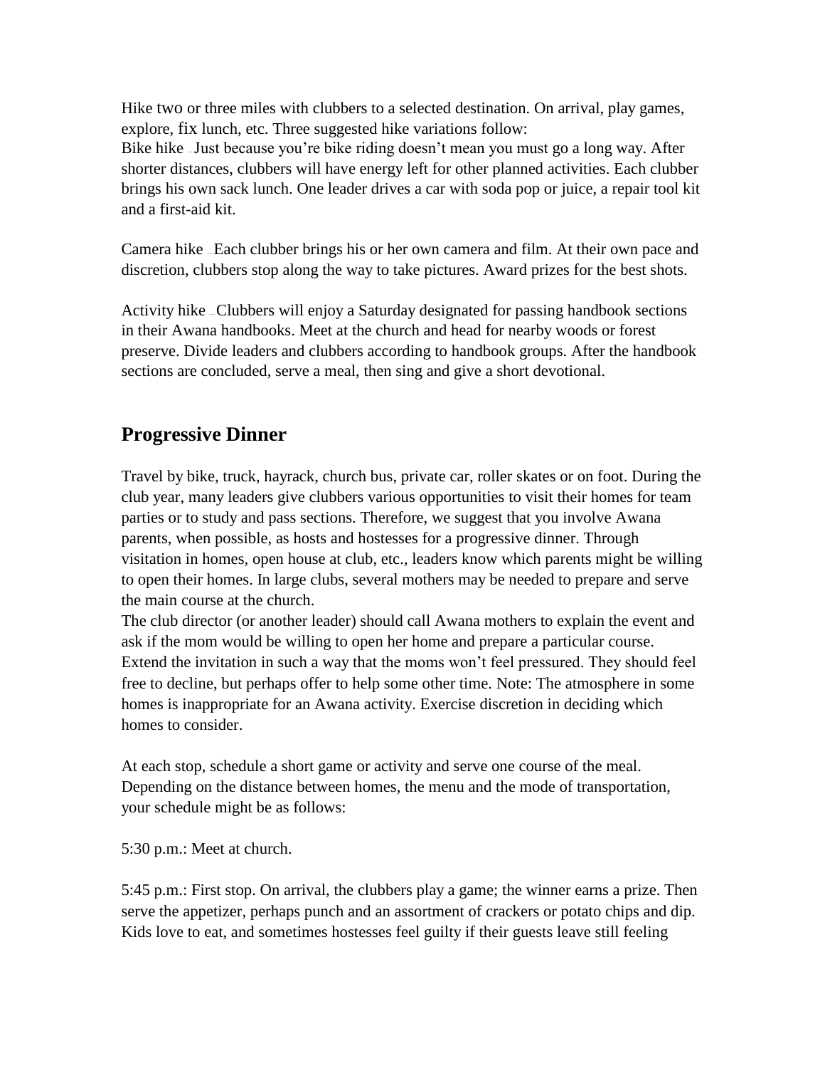Hike two or three miles with clubbers to a selected destination. On arrival, play games, explore, fix lunch, etc. Three suggested hike variations follow:

Bike hike – Just because you're bike riding doesn't mean you must go a long way. After shorter distances, clubbers will have energy left for other planned activities. Each clubber brings his own sack lunch. One leader drives a car with soda pop or juice, a repair tool kit and a first-aid kit.

Camera hike – Each clubber brings his or her own camera and film. At their own pace and discretion, clubbers stop along the way to take pictures. Award prizes for the best shots.

Activity hike – Clubbers will enjoy a Saturday designated for passing handbook sections in their Awana handbooks. Meet at the church and head for nearby woods or forest preserve. Divide leaders and clubbers according to handbook groups. After the handbook sections are concluded, serve a meal, then sing and give a short devotional.

## Progressive Dinner

Travel by bike, truck, hayrack, church bus, private car, roller skates or on foot. During the club year, many leaders give clubbers various opportunities to visit their homes for team parties or to study and pass sections. Therefore, we suggest that you involve Awana parents, when possible, as hosts and hostesses for a progressive dinner. Through visitation in homes, open house at club, etc., leaders know which parents might be willing to open their homes. In large clubs, several mothers may be needed to prepare and serve the main course at the church.

The club director (or another leader) should call Awana mothers to explain the event and ask if the mom would be willing to open her home and prepare a particular course. Extend the invitation in such a way that the moms won't feel pressured. They should feel free to decline, but perhaps offer to help some other time. Note: The atmosphere in some homes is inappropriate for an Awana activity. Exercise discretion in deciding which homes to consider.

At each stop, schedule a short game or activity and serve one course of the meal. Depending on the distance between homes, the menu and the mode of transportation, your schedule might be as follows:

5:30 p.m.: Meet at church.

5:45 p.m.: First stop. On arrival, the clubbers play a game; the winner earns a prize. Then serve the appetizer, perhaps punch and an assortment of crackers or potato chips and dip. Kids love to eat, and sometimes hostesses feel guilty if their guests leave still feeling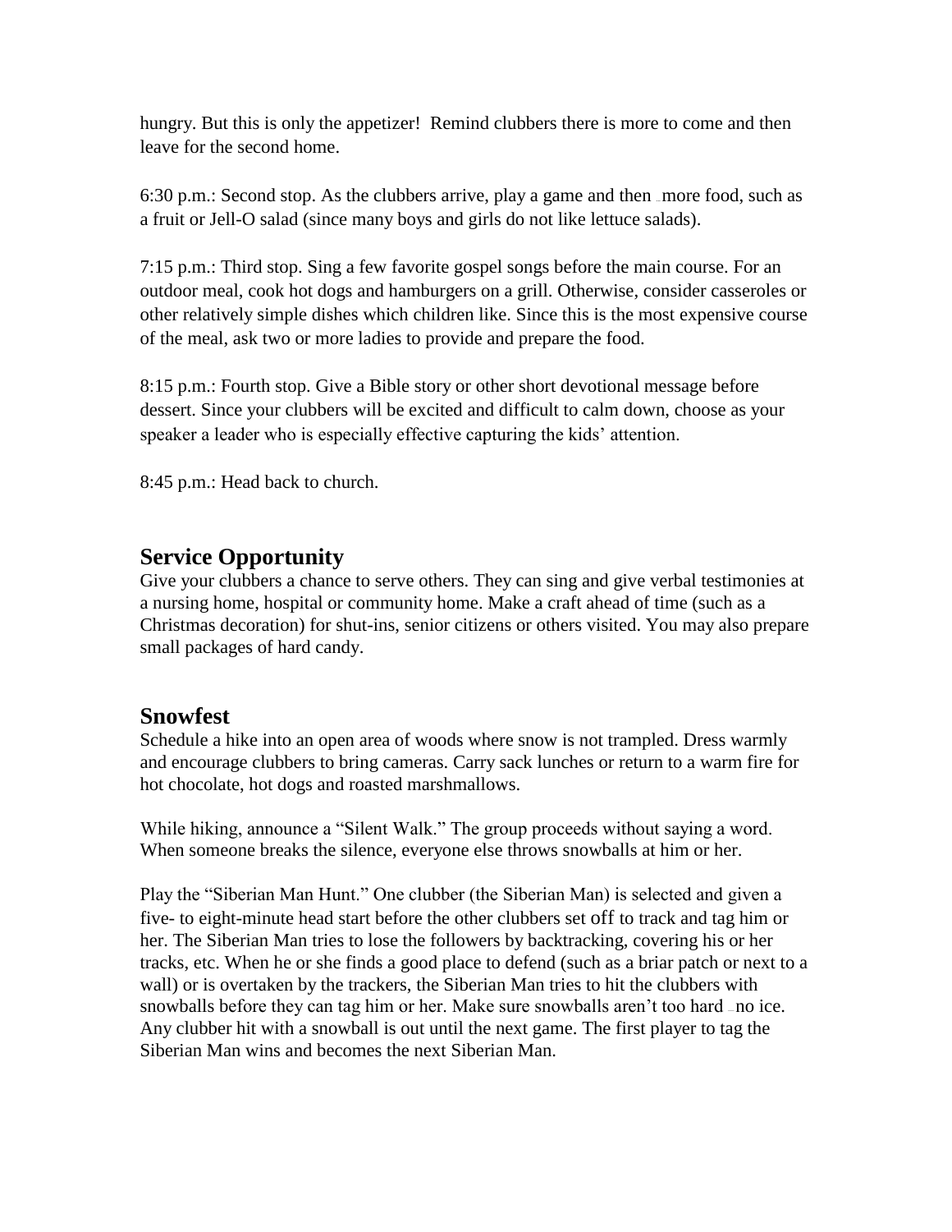hungry. But this is only the appetizer! Remind clubbers there is more to come and then leave for the second home.

6:30 p.m.: Second stop. As the clubbers arrive, play a game and then – more food, such as a fruit or Jell-O salad (since many boys and girls do not like lettuce salads).

7:15 p.m.: Third stop. Sing a few favorite gospel songs before the main course. For an outdoor meal, cook hot dogs and hamburgers on a grill. Otherwise, consider casseroles or other relatively simple dishes which children like. Since this is the most expensive course of the meal, ask two or more ladies to provide and prepare the food.

8:15 p.m.: Fourth stop. Give a Bible story or other short devotional message before dessert. Since your clubbers will be excited and difficult to calm down, choose as your speaker a leader who is especially effective capturing the kids' attention.

8:45 p.m.: Head back to church.

## Service Opportunity

Give your clubbers a chance to serve others. They can sing and give verbal testimonies at a nursing home, hospital or community home. Make a craft ahead of time (such as a Christmas decoration) for shut-ins, senior citizens or others visited. You may also prepare small packages of hard candy.

## Snowfest

Schedule a hike into an open area of woods where snow is not trampled. Dress warmly and encourage clubbers to bring cameras. Carry sack lunches or return to a warm fire for hot chocolate, hot dogs and roasted marshmallows.

While hiking, announce a "Silent Walk." The group proceeds without saying a word. When someone breaks the silence, everyone else throws snowballs at him or her.

Play the "Siberian Man Hunt." One clubber (the Siberian Man) is selected and given a five- to eight-minute head start before the other clubbers set off to track and tag him or her. The Siberian Man tries to lose the followers by backtracking, covering his or her tracks, etc. When he or she finds a good place to defend (such as a briar patch or next to a wall) or is overtaken by the trackers, the Siberian Man tries to hit the clubbers with snowballs before they can tag him or her. Make sure snowballs aren't too hard – no ice. Any clubber hit with a snowball is out until the next game. The first player to tag the Siberian Man wins and becomes the next Siberian Man.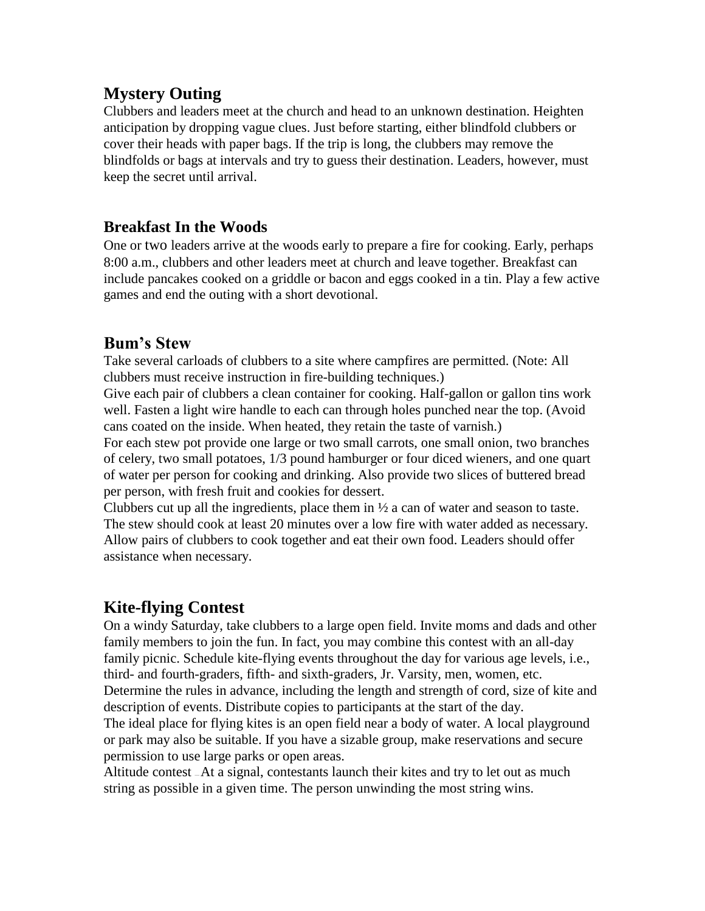## Mystery Outing

Clubbers and leaders meet at the church and head to an unknown destination. Heighten anticipation by dropping vague clues. Just before starting, either blindfold clubbers or cover their heads with paper bags. If the trip is long, the clubbers may remove the blindfolds or bags at intervals and try to guess their destination. Leaders, however, must keep the secret until arrival.

## Breakfast In the Woods

One or two leaders arrive at the woods early to prepare a fire for cooking. Early, perhaps 8:00 a.m., clubbers and other leaders meet at church and leave together. Breakfast can include pancakes cooked on a griddle or bacon and eggs cooked in a tin. Play a few active games and end the outing with a short devotional.

## Bum's Stew

Take several carloads of clubbers to a site where campfires are permitted. (Note: All clubbers must receive instruction in fire-building techniques.)

Give each pair of clubbers a clean container for cooking. Half-gallon or gallon tins work well. Fasten a light wire handle to each can through holes punched near the top. (Avoid cans coated on the inside. When heated, they retain the taste of varnish.)

For each stew pot provide one large or two small carrots, one small onion, two branches of celery, two small potatoes, 1/3 pound hamburger or four diced wieners, and one quart of water per person for cooking and drinking. Also provide two slices of buttered bread per person, with fresh fruit and cookies for dessert.

Clubbers cut up all the ingredients, place them in ½ a can of water and season to taste. The stew should cook at least 20 minutes over a low fire with water added as necessary. Allow pairs of clubbers to cook together and eat their own food. Leaders should offer assistance when necessary.

## Kite-flying Contest

On a windy Saturday, take clubbers to a large open field. Invite moms and dads and other family members to join the fun. In fact, you may combine this contest with an all-day family picnic. Schedule kite-flying events throughout the day for various age levels, i.e., third- and fourth-graders, fifth- and sixth-graders, Jr. Varsity, men, women, etc.

Determine the rules in advance, including the length and strength of cord, size of kite and description of events. Distribute copies to participants at the start of the day.

The ideal place for flying kites is an open field near a body of water. A local playground or park may also be suitable. If you have a sizable group, make reservations and secure permission to use large parks or open areas.

Altitude contest – At a signal, contestants launch their kites and try to let out as much string as possible in a given time. The person unwinding the most string wins.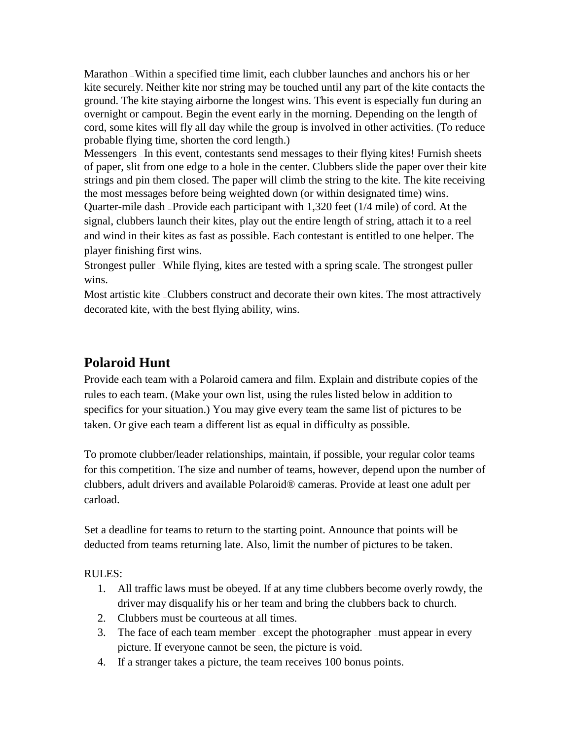Marathon – Within a specified time limit, each clubber launches and anchors his or her kite securely. Neither kite nor string may be touched until any part of the kite contacts the ground. The kite staying airborne the longest wins. This event is especially fun during an overnight or campout. Begin the event early in the morning. Depending on the length of cord, some kites will fly all day while the group is involved in other activities. (To reduce probable flying time, shorten the cord length.)

Messengers – In this event, contestants send messages to their flying kites! Furnish sheets of paper, slit from one edge to a hole in the center. Clubbers slide the paper over their kite strings and pin them closed. The paper will climb the string to the kite. The kite receiving the most messages before being weighted down (or within designated time) wins.

Quarter-mile dash – Provide each participant with 1,320 feet (1/4 mile) of cord. At the signal, clubbers launch their kites, play out the entire length of string, attach it to a reel and wind in their kites as fast as possible. Each contestant is entitled to one helper. The player finishing first wins.

Strongest puller – While flying, kites are tested with a spring scale. The strongest puller wins.

Most artistic kite – Clubbers construct and decorate their own kites. The most attractively decorated kite, with the best flying ability, wins.

## Polaroid Hunt

Provide each team with a Polaroid camera and film. Explain and distribute copies of the rules to each team. (Make your own list, using the rules listed below in addition to specifics for your situation.) You may give every team the same list of pictures to be taken. Or give each team a different list as equal in difficulty as possible.

To promote clubber/leader relationships, maintain, if possible, your regular color teams for this competition. The size and number of teams, however, depend upon the number of clubbers, adult drivers and available Polaroid® cameras. Provide at least one adult per carload.

Set a deadline for teams to return to the starting point. Announce that points will be deducted from teams returning late. Also, limit the number of pictures to be taken.

RULES:

1. All traffic laws must be obeyed. If at any time clubbers become overly rowdy, the driver may disqualify his or her team and bring the clubbers back to church.
2. Clubbers must be courteous at all times.
3. The face of each team member – except the photographer – must appear in every picture. If everyone cannot be seen, the picture is void.
4. If a stranger takes a picture, the team receives 100 bonus points.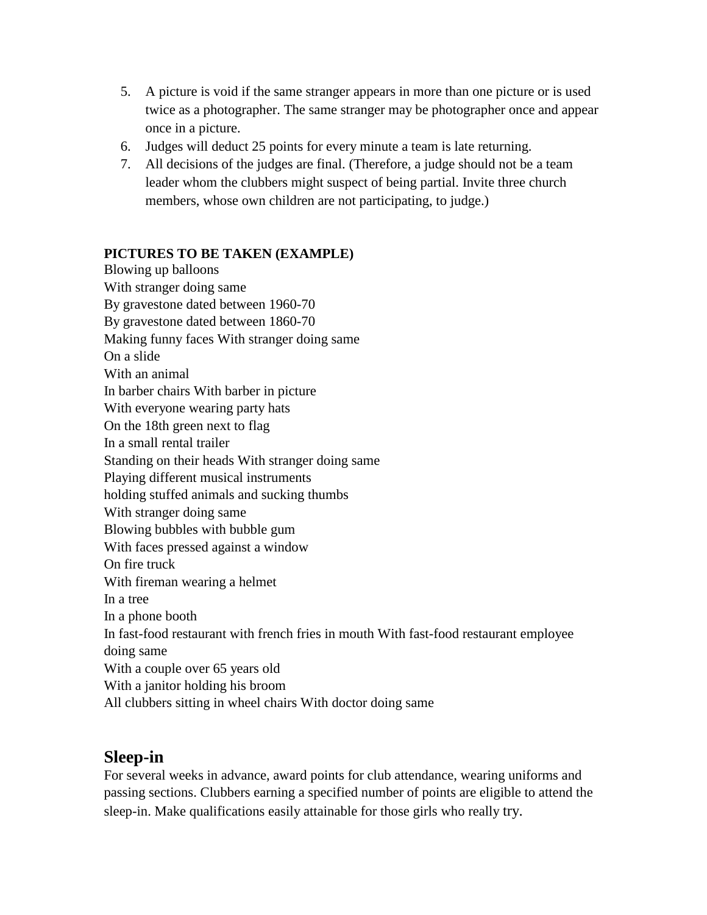5. A picture is void if the same stranger appears in more than one picture or is used twice as a photographer. The same stranger may be photographer once and appear once in a picture.
6. Judges will deduct 25 points for every minute a team is late returning.
7. All decisions of the judges are final. (Therefore, a judge should not be a team leader whom the clubbers might suspect of being partial. Invite three church members, whose own children are not participating, to judge.)

**PICTURES TO BE TAKEN (EXAMPLE)**

Blowing up balloons
With stranger doing same
By gravestone dated between 1960-70
By gravestone dated between 1860-70
Making funny faces With stranger doing same
On a slide
With an animal
In barber chairs With barber in picture
With everyone wearing party hats
On the 18th green next to flag
In a small rental trailer
Standing on their heads With stranger doing same
Playing different musical instruments
holding stuffed animals and sucking thumbs
With stranger doing same
Blowing bubbles with bubble gum
With faces pressed against a window
On fire truck
With fireman wearing a helmet
In a tree
In a phone booth
In fast-food restaurant with french fries in mouth With fast-food restaurant employee doing same
With a couple over 65 years old
With a janitor holding his broom
All clubbers sitting in wheel chairs With doctor doing same

## Sleep-in

For several weeks in advance, award points for club attendance, wearing uniforms and passing sections. Clubbers earning a specified number of points are eligible to attend the sleep-in. Make qualifications easily attainable for those girls who really try.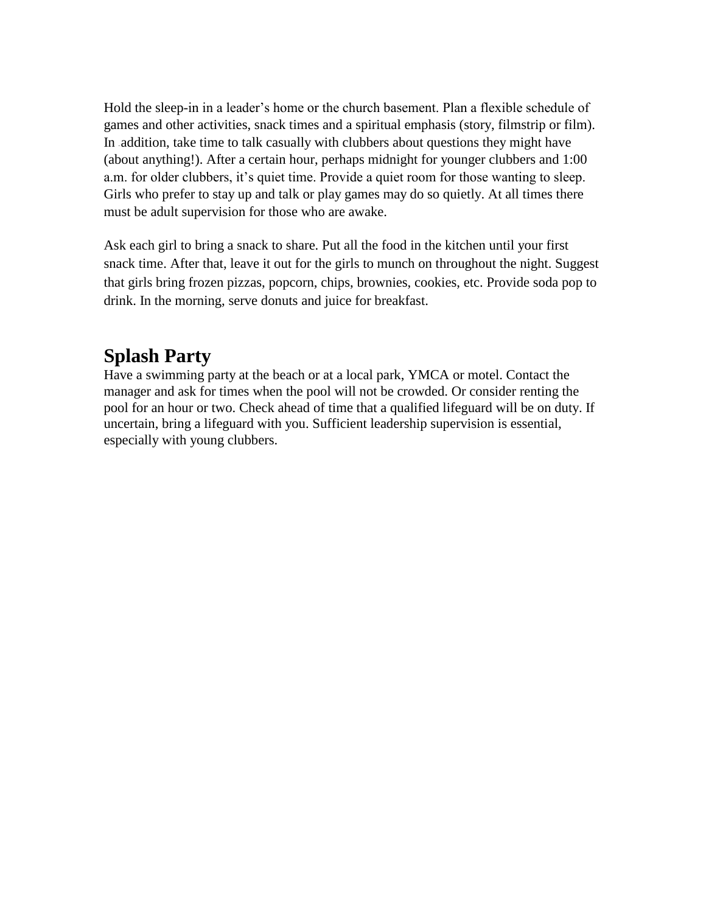Hold the sleep-in in a leader's home or the church basement. Plan a flexible schedule of games and other activities, snack times and a spiritual emphasis (story, filmstrip or film). In addition, take time to talk casually with clubbers about questions they might have (about anything!). After a certain hour, perhaps midnight for younger clubbers and 1:00 a.m. for older clubbers, it's quiet time. Provide a quiet room for those wanting to sleep. Girls who prefer to stay up and talk or play games may do so quietly. At all times there must be adult supervision for those who are awake.

Ask each girl to bring a snack to share. Put all the food in the kitchen until your first snack time. After that, leave it out for the girls to munch on throughout the night. Suggest that girls bring frozen pizzas, popcorn, chips, brownies, cookies, etc. Provide soda pop to drink. In the morning, serve donuts and juice for breakfast.

## Splash Party

Have a swimming party at the beach or at a local park, YMCA or motel. Contact the manager and ask for times when the pool will not be crowded. Or consider renting the pool for an hour or two. Check ahead of time that a qualified lifeguard will be on duty. If uncertain, bring a lifeguard with you. Sufficient leadership supervision is essential, especially with young clubbers.